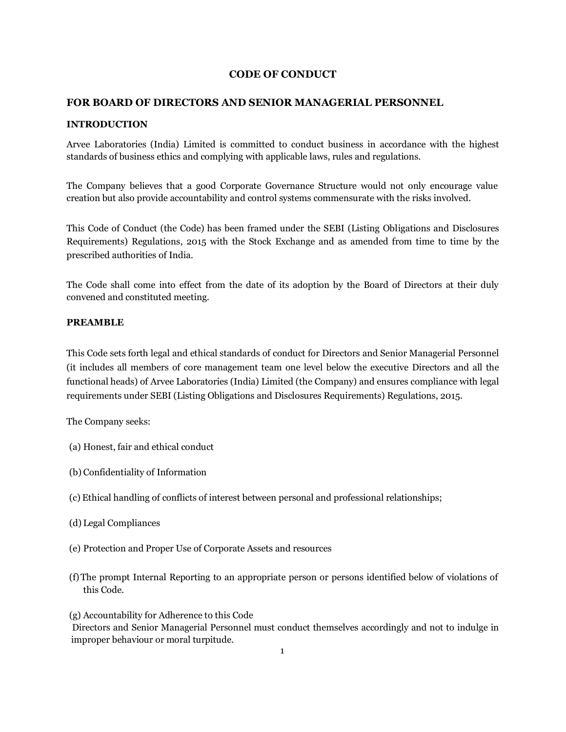# CODE OF CONDUCT

## FOR BOARD OF DIRECTORS AND SENIOR MANAGERIAL PERSONNEL

### INTRODUCTION

Arvee Laboratories (India) Limited is committed to conduct business in accordance with the highest standards of business ethics and complying with applicable laws, rules and regulations.

The Company believes that a good Corporate Governance Structure would not only encourage value creation but also provide accountability and control systems commensurate with the risks involved.

This Code of Conduct (the Code) has been framed under the SEBI (Listing Obligations and Disclosures Requirements) Regulations, 2015 with the Stock Exchange and as amended from time to time by the prescribed authorities of India.

The Code shall come into effect from the date of its adoption by the Board of Directors at their duly convened and constituted meeting.

### PREAMBLE

This Code sets forth legal and ethical standards of conduct for Directors and Senior Managerial Personnel (it includes all members of core management team one level below the executive Directors and all the functional heads) of Arvee Laboratories (India) Limited (the Company) and ensures compliance with legal requirements under SEBI (Listing Obligations and Disclosures Requirements) Regulations, 2015.

The Company seeks:

(a) Honest, fair and ethical conduct

(b) Confidentiality of Information

(c) Ethical handling of conflicts of interest between personal and professional relationships;

(d) Legal Compliances

(e) Protection and Proper Use of Corporate Assets and resources

(f) The prompt Internal Reporting to an appropriate person or persons identified below of violations of this Code.

(g) Accountability for Adherence to this Code
Directors and Senior Managerial Personnel must conduct themselves accordingly and not to indulge in improper behaviour or moral turpitude.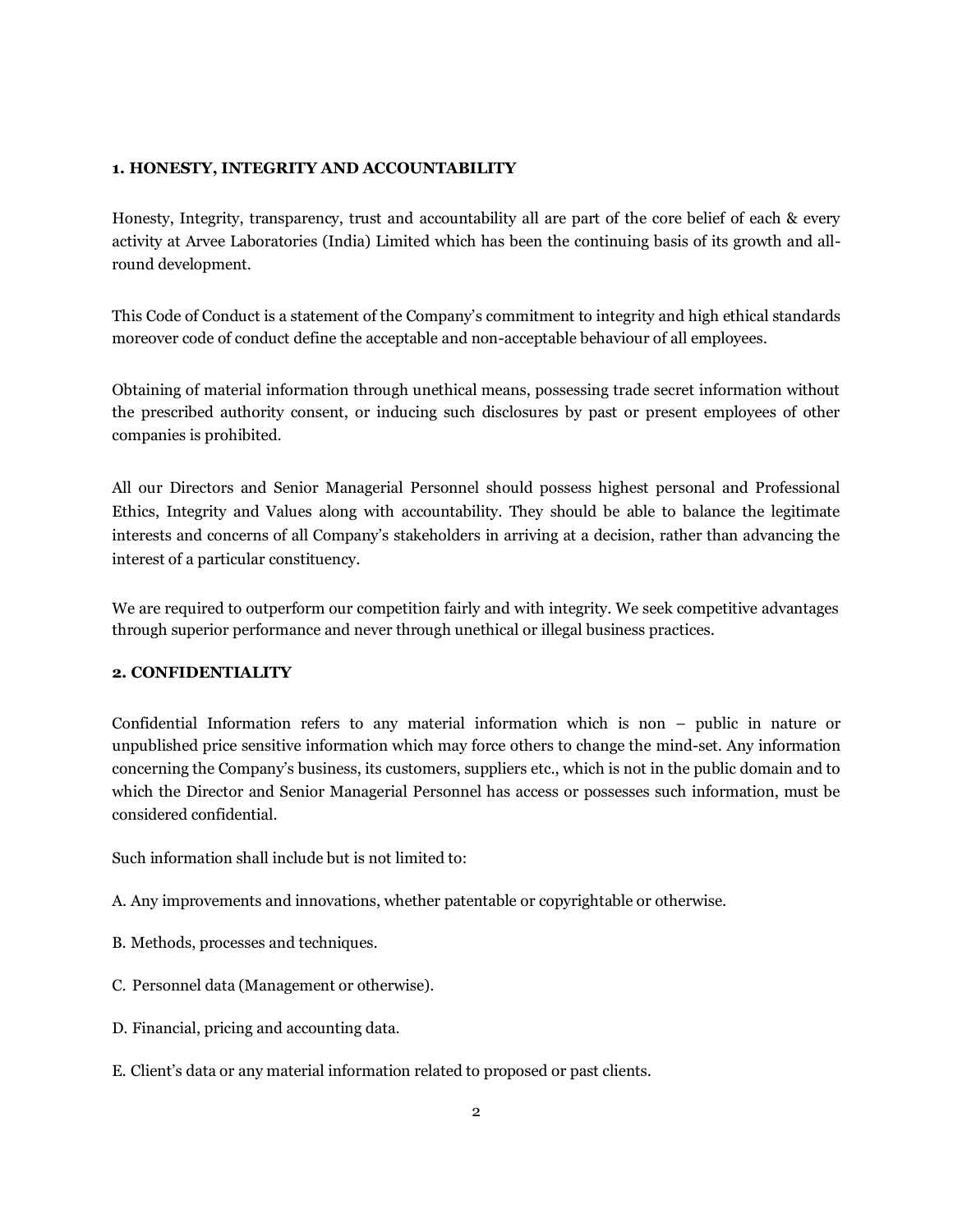## 1. HONESTY, INTEGRITY AND ACCOUNTABILITY

Honesty, Integrity, transparency, trust and accountability all are part of the core belief of each & every activity at Arvee Laboratories (India) Limited which has been the continuing basis of its growth and all-round development.

This Code of Conduct is a statement of the Company's commitment to integrity and high ethical standards moreover code of conduct define the acceptable and non-acceptable behaviour of all employees.

Obtaining of material information through unethical means, possessing trade secret information without the prescribed authority consent, or inducing such disclosures by past or present employees of other companies is prohibited.

All our Directors and Senior Managerial Personnel should possess highest personal and Professional Ethics, Integrity and Values along with accountability. They should be able to balance the legitimate interests and concerns of all Company's stakeholders in arriving at a decision, rather than advancing the interest of a particular constituency.

We are required to outperform our competition fairly and with integrity. We seek competitive advantages through superior performance and never through unethical or illegal business practices.

## 2. CONFIDENTIALITY

Confidential Information refers to any material information which is non – public in nature or unpublished price sensitive information which may force others to change the mind-set. Any information concerning the Company's business, its customers, suppliers etc., which is not in the public domain and to which the Director and Senior Managerial Personnel has access or possesses such information, must be considered confidential.

Such information shall include but is not limited to:

A. Any improvements and innovations, whether patentable or copyrightable or otherwise.

B. Methods, processes and techniques.

C. Personnel data (Management or otherwise).

D. Financial, pricing and accounting data.

E. Client's data or any material information related to proposed or past clients.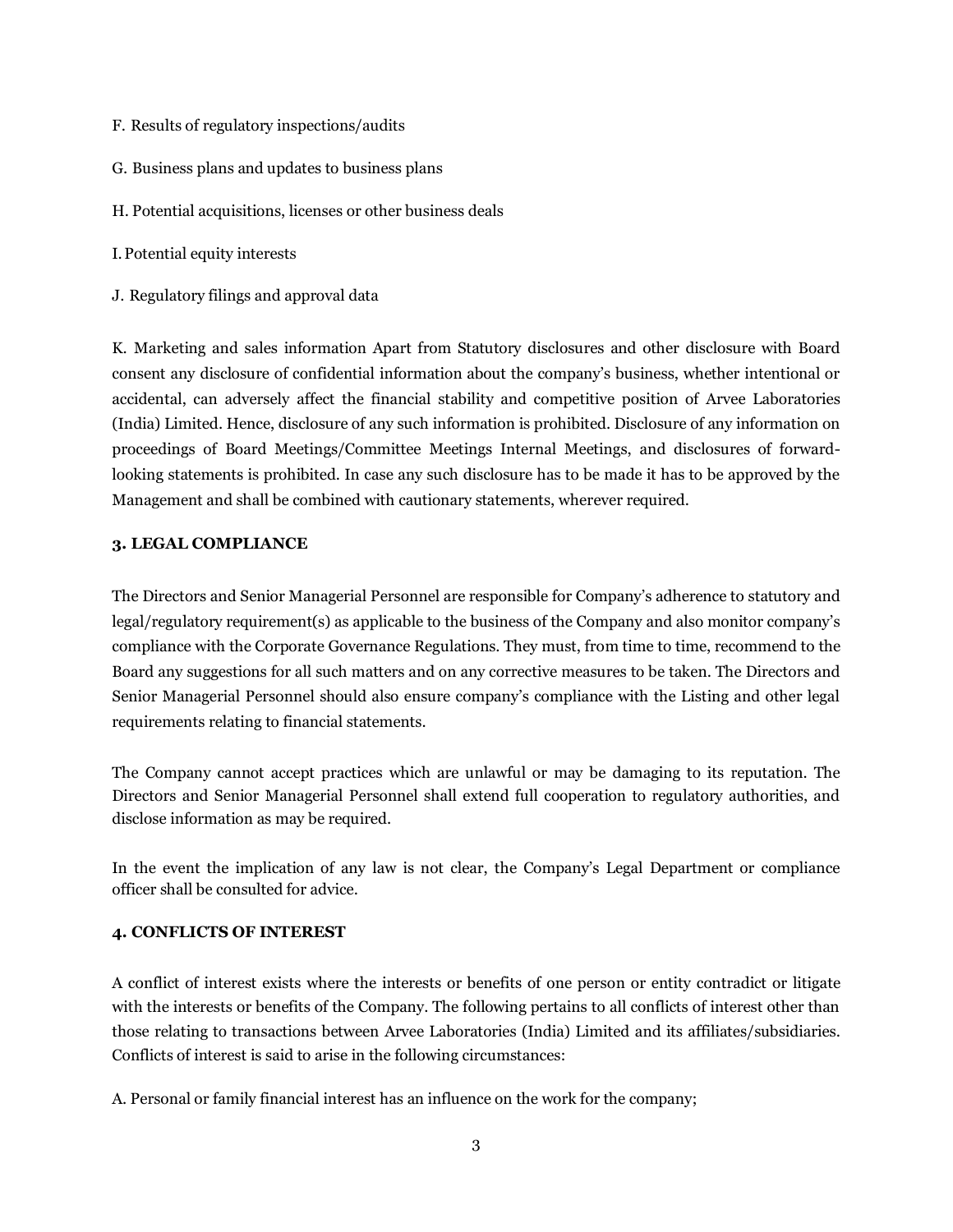F. Results of regulatory inspections/audits

G. Business plans and updates to business plans

H. Potential acquisitions, licenses or other business deals

I. Potential equity interests

J. Regulatory filings and approval data

K. Marketing and sales information Apart from Statutory disclosures and other disclosure with Board consent any disclosure of confidential information about the company's business, whether intentional or accidental, can adversely affect the financial stability and competitive position of Arvee Laboratories (India) Limited. Hence, disclosure of any such information is prohibited. Disclosure of any information on proceedings of Board Meetings/Committee Meetings Internal Meetings, and disclosures of forward-looking statements is prohibited. In case any such disclosure has to be made it has to be approved by the Management and shall be combined with cautionary statements, wherever required.

**3. LEGAL COMPLIANCE**

The Directors and Senior Managerial Personnel are responsible for Company's adherence to statutory and legal/regulatory requirement(s) as applicable to the business of the Company and also monitor company's compliance with the Corporate Governance Regulations. They must, from time to time, recommend to the Board any suggestions for all such matters and on any corrective measures to be taken. The Directors and Senior Managerial Personnel should also ensure company's compliance with the Listing and other legal requirements relating to financial statements.

The Company cannot accept practices which are unlawful or may be damaging to its reputation. The Directors and Senior Managerial Personnel shall extend full cooperation to regulatory authorities, and disclose information as may be required.

In the event the implication of any law is not clear, the Company's Legal Department or compliance officer shall be consulted for advice.

**4. CONFLICTS OF INTEREST**

A conflict of interest exists where the interests or benefits of one person or entity contradict or litigate with the interests or benefits of the Company. The following pertains to all conflicts of interest other than those relating to transactions between Arvee Laboratories (India) Limited and its affiliates/subsidiaries. Conflicts of interest is said to arise in the following circumstances:

A. Personal or family financial interest has an influence on the work for the company;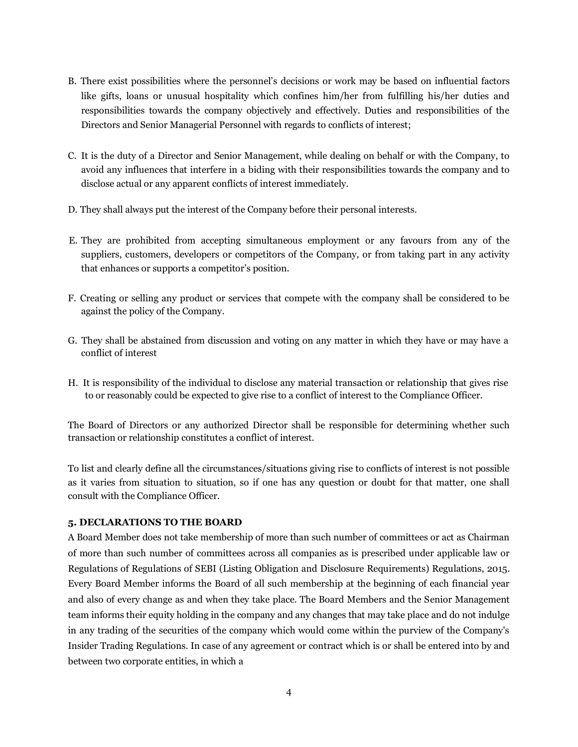B. There exist possibilities where the personnel's decisions or work may be based on influential factors like gifts, loans or unusual hospitality which confines him/her from fulfilling his/her duties and responsibilities towards the company objectively and effectively. Duties and responsibilities of the Directors and Senior Managerial Personnel with regards to conflicts of interest;

C. It is the duty of a Director and Senior Management, while dealing on behalf or with the Company, to avoid any influences that interfere in a biding with their responsibilities towards the company and to disclose actual or any apparent conflicts of interest immediately.

D. They shall always put the interest of the Company before their personal interests.

E. They are prohibited from accepting simultaneous employment or any favours from any of the suppliers, customers, developers or competitors of the Company, or from taking part in any activity that enhances or supports a competitor's position.

F. Creating or selling any product or services that compete with the company shall be considered to be against the policy of the Company.

G. They shall be abstained from discussion and voting on any matter in which they have or may have a conflict of interest

H. It is responsibility of the individual to disclose any material transaction or relationship that gives rise to or reasonably could be expected to give rise to a conflict of interest to the Compliance Officer.

The Board of Directors or any authorized Director shall be responsible for determining whether such transaction or relationship constitutes a conflict of interest.

To list and clearly define all the circumstances/situations giving rise to conflicts of interest is not possible as it varies from situation to situation, so if one has any question or doubt for that matter, one shall consult with the Compliance Officer.

**5. DECLARATIONS TO THE BOARD**

A Board Member does not take membership of more than such number of committees or act as Chairman of more than such number of committees across all companies as is prescribed under applicable law or Regulations of Regulations of SEBI (Listing Obligation and Disclosure Requirements) Regulations, 2015. Every Board Member informs the Board of all such membership at the beginning of each financial year and also of every change as and when they take place. The Board Members and the Senior Management team informs their equity holding in the company and any changes that may take place and do not indulge in any trading of the securities of the company which would come within the purview of the Company's Insider Trading Regulations. In case of any agreement or contract which is or shall be entered into by and between two corporate entities, in which a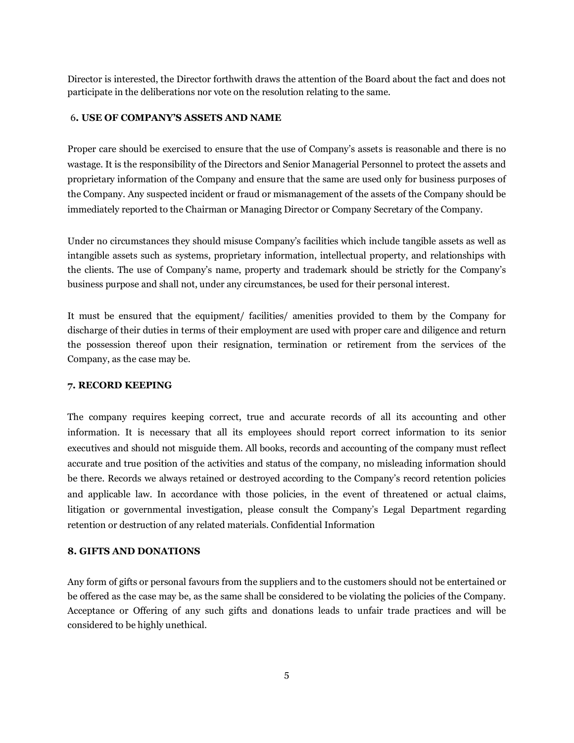Director is interested, the Director forthwith draws the attention of the Board about the fact and does not participate in the deliberations nor vote on the resolution relating to the same.

### 6. USE OF COMPANY'S ASSETS AND NAME

Proper care should be exercised to ensure that the use of Company's assets is reasonable and there is no wastage. It is the responsibility of the Directors and Senior Managerial Personnel to protect the assets and proprietary information of the Company and ensure that the same are used only for business purposes of the Company. Any suspected incident or fraud or mismanagement of the assets of the Company should be immediately reported to the Chairman or Managing Director or Company Secretary of the Company.

Under no circumstances they should misuse Company's facilities which include tangible assets as well as intangible assets such as systems, proprietary information, intellectual property, and relationships with the clients. The use of Company's name, property and trademark should be strictly for the Company's business purpose and shall not, under any circumstances, be used for their personal interest.

It must be ensured that the equipment/ facilities/ amenities provided to them by the Company for discharge of their duties in terms of their employment are used with proper care and diligence and return the possession thereof upon their resignation, termination or retirement from the services of the Company, as the case may be.

### 7. RECORD KEEPING

The company requires keeping correct, true and accurate records of all its accounting and other information. It is necessary that all its employees should report correct information to its senior executives and should not misguide them. All books, records and accounting of the company must reflect accurate and true position of the activities and status of the company, no misleading information should be there. Records we always retained or destroyed according to the Company's record retention policies and applicable law. In accordance with those policies, in the event of threatened or actual claims, litigation or governmental investigation, please consult the Company's Legal Department regarding retention or destruction of any related materials. Confidential Information

### 8. GIFTS AND DONATIONS

Any form of gifts or personal favours from the suppliers and to the customers should not be entertained or be offered as the case may be, as the same shall be considered to be violating the policies of the Company. Acceptance or Offering of any such gifts and donations leads to unfair trade practices and will be considered to be highly unethical.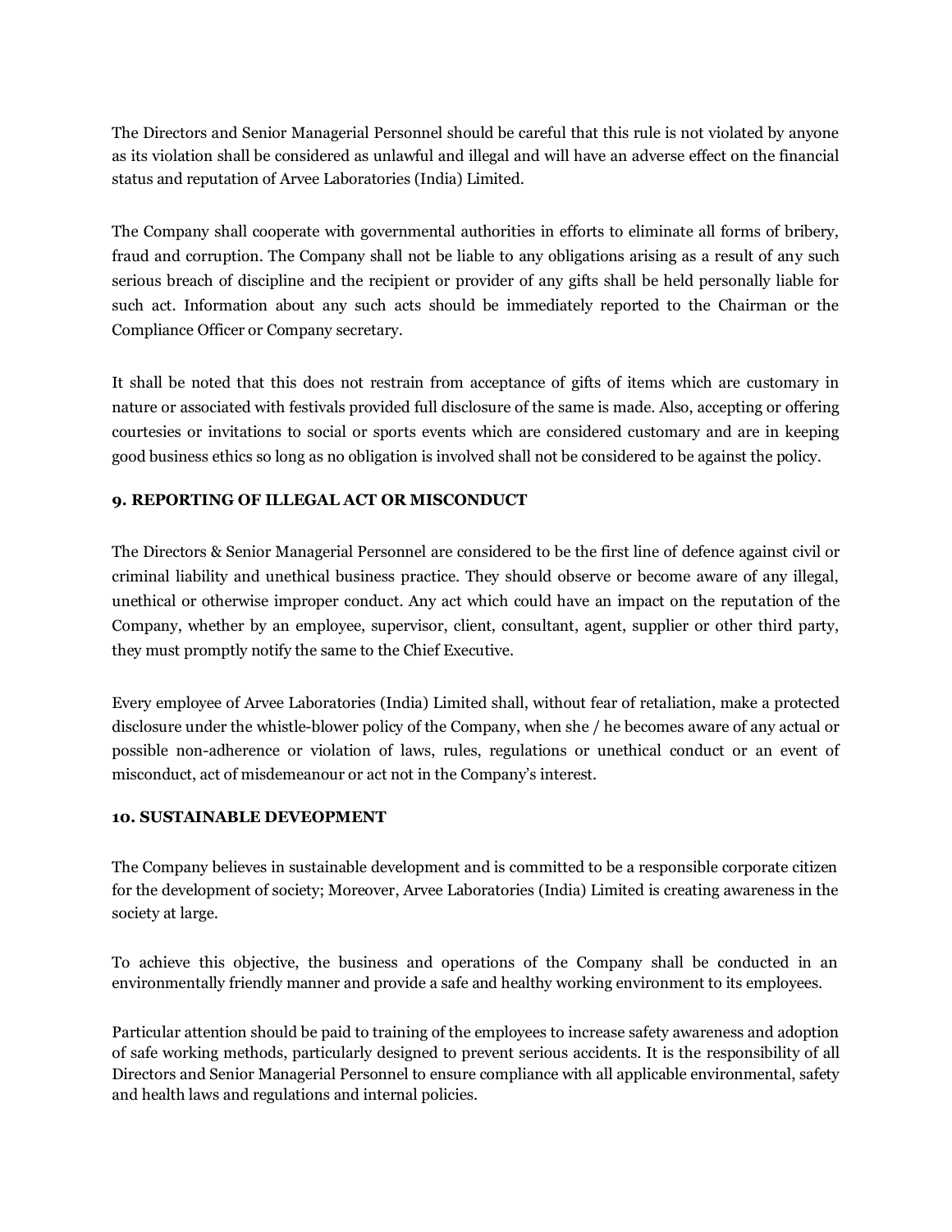The Directors and Senior Managerial Personnel should be careful that this rule is not violated by anyone as its violation shall be considered as unlawful and illegal and will have an adverse effect on the financial status and reputation of Arvee Laboratories (India) Limited.

The Company shall cooperate with governmental authorities in efforts to eliminate all forms of bribery, fraud and corruption. The Company shall not be liable to any obligations arising as a result of any such serious breach of discipline and the recipient or provider of any gifts shall be held personally liable for such act. Information about any such acts should be immediately reported to the Chairman or the Compliance Officer or Company secretary.

It shall be noted that this does not restrain from acceptance of gifts of items which are customary in nature or associated with festivals provided full disclosure of the same is made. Also, accepting or offering courtesies or invitations to social or sports events which are considered customary and are in keeping good business ethics so long as no obligation is involved shall not be considered to be against the policy.

### 9. REPORTING OF ILLEGAL ACT OR MISCONDUCT

The Directors & Senior Managerial Personnel are considered to be the first line of defence against civil or criminal liability and unethical business practice. They should observe or become aware of any illegal, unethical or otherwise improper conduct. Any act which could have an impact on the reputation of the Company, whether by an employee, supervisor, client, consultant, agent, supplier or other third party, they must promptly notify the same to the Chief Executive.

Every employee of Arvee Laboratories (India) Limited shall, without fear of retaliation, make a protected disclosure under the whistle-blower policy of the Company, when she / he becomes aware of any actual or possible non-adherence or violation of laws, rules, regulations or unethical conduct or an event of misconduct, act of misdemeanour or act not in the Company's interest.

### 10. SUSTAINABLE DEVEOPMENT

The Company believes in sustainable development and is committed to be a responsible corporate citizen for the development of society; Moreover, Arvee Laboratories (India) Limited is creating awareness in the society at large.

To achieve this objective, the business and operations of the Company shall be conducted in an environmentally friendly manner and provide a safe and healthy working environment to its employees.

Particular attention should be paid to training of the employees to increase safety awareness and adoption of safe working methods, particularly designed to prevent serious accidents. It is the responsibility of all Directors and Senior Managerial Personnel to ensure compliance with all applicable environmental, safety and health laws and regulations and internal policies.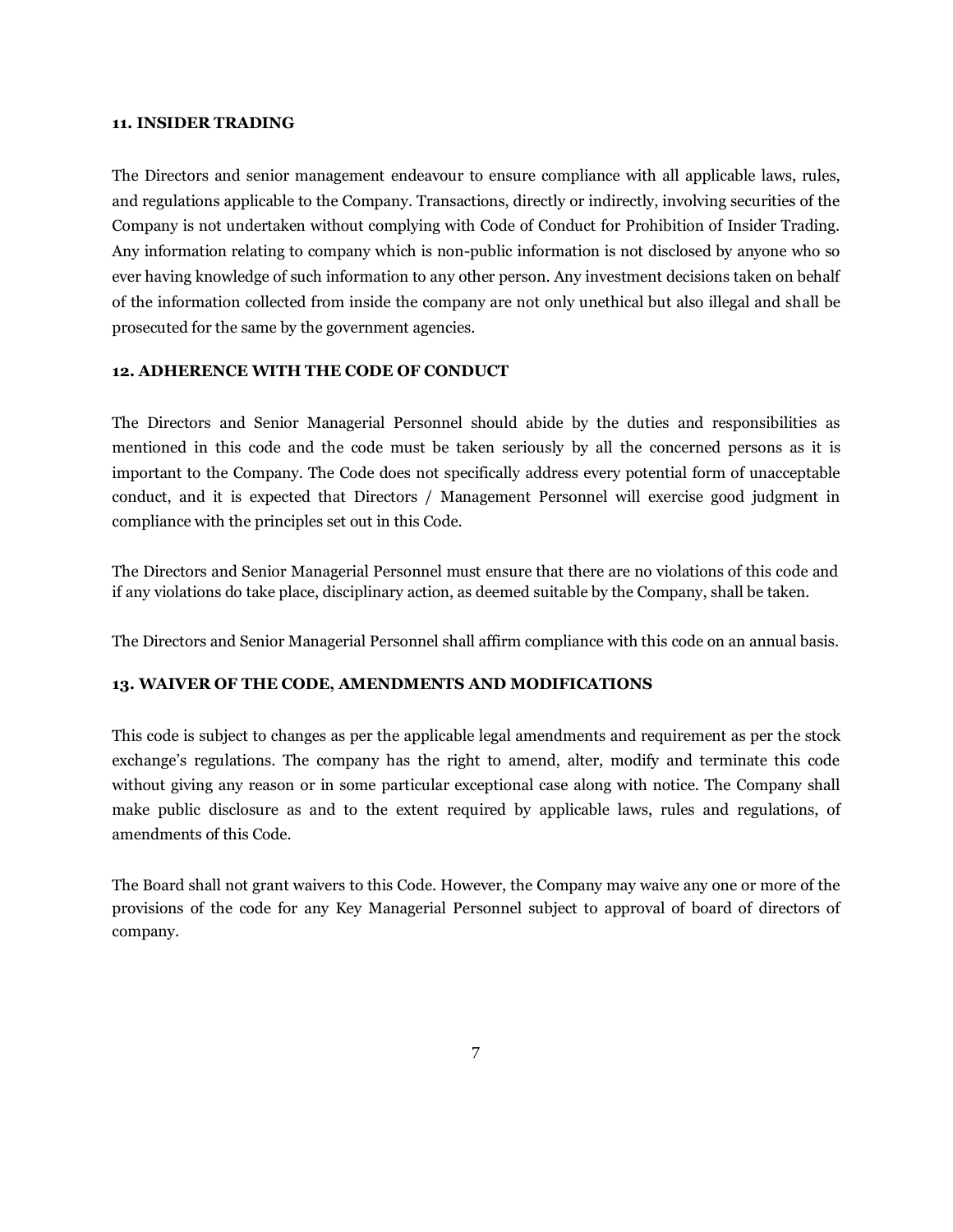**11. INSIDER TRADING**

The Directors and senior management endeavour to ensure compliance with all applicable laws, rules, and regulations applicable to the Company. Transactions, directly or indirectly, involving securities of the Company is not undertaken without complying with Code of Conduct for Prohibition of Insider Trading. Any information relating to company which is non-public information is not disclosed by anyone who so ever having knowledge of such information to any other person. Any investment decisions taken on behalf of the information collected from inside the company are not only unethical but also illegal and shall be prosecuted for the same by the government agencies.

**12. ADHERENCE WITH THE CODE OF CONDUCT**

The Directors and Senior Managerial Personnel should abide by the duties and responsibilities as mentioned in this code and the code must be taken seriously by all the concerned persons as it is important to the Company. The Code does not specifically address every potential form of unacceptable conduct, and it is expected that Directors / Management Personnel will exercise good judgment in compliance with the principles set out in this Code.

The Directors and Senior Managerial Personnel must ensure that there are no violations of this code and if any violations do take place, disciplinary action, as deemed suitable by the Company, shall be taken.

The Directors and Senior Managerial Personnel shall affirm compliance with this code on an annual basis.

**13. WAIVER OF THE CODE, AMENDMENTS AND MODIFICATIONS**

This code is subject to changes as per the applicable legal amendments and requirement as per the stock exchange's regulations. The company has the right to amend, alter, modify and terminate this code without giving any reason or in some particular exceptional case along with notice. The Company shall make public disclosure as and to the extent required by applicable laws, rules and regulations, of amendments of this Code.

The Board shall not grant waivers to this Code. However, the Company may waive any one or more of the provisions of the code for any Key Managerial Personnel subject to approval of board of directors of company.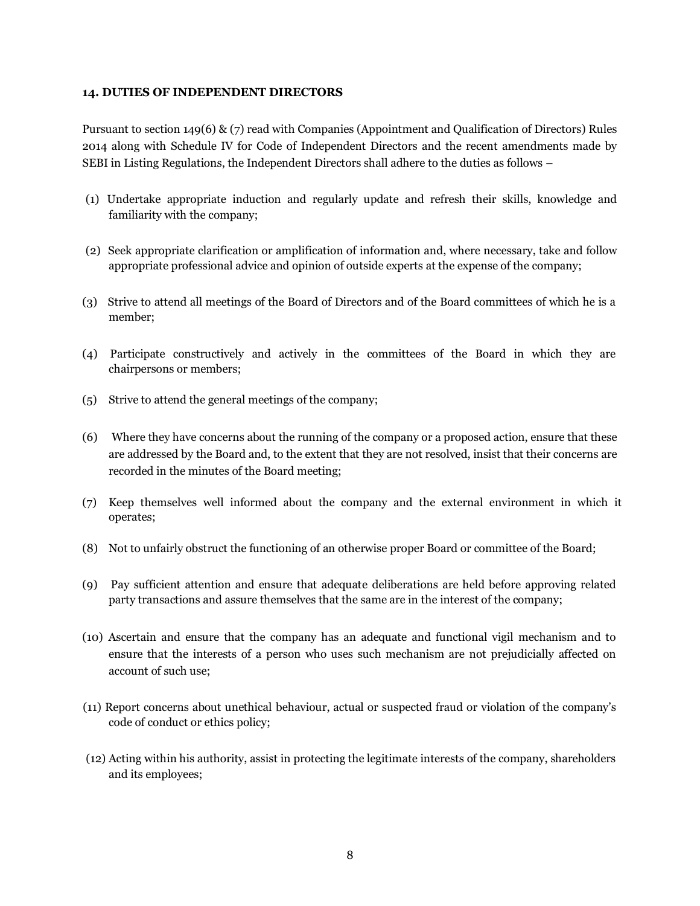## 14. DUTIES OF INDEPENDENT DIRECTORS

Pursuant to section 149(6) & (7) read with Companies (Appointment and Qualification of Directors) Rules 2014 along with Schedule IV for Code of Independent Directors and the recent amendments made by SEBI in Listing Regulations, the Independent Directors shall adhere to the duties as follows –

(1) Undertake appropriate induction and regularly update and refresh their skills, knowledge and familiarity with the company;

(2) Seek appropriate clarification or amplification of information and, where necessary, take and follow appropriate professional advice and opinion of outside experts at the expense of the company;

(3) Strive to attend all meetings of the Board of Directors and of the Board committees of which he is a member;

(4) Participate constructively and actively in the committees of the Board in which they are chairpersons or members;

(5) Strive to attend the general meetings of the company;

(6) Where they have concerns about the running of the company or a proposed action, ensure that these are addressed by the Board and, to the extent that they are not resolved, insist that their concerns are recorded in the minutes of the Board meeting;

(7) Keep themselves well informed about the company and the external environment in which it operates;

(8) Not to unfairly obstruct the functioning of an otherwise proper Board or committee of the Board;

(9) Pay sufficient attention and ensure that adequate deliberations are held before approving related party transactions and assure themselves that the same are in the interest of the company;

(10) Ascertain and ensure that the company has an adequate and functional vigil mechanism and to ensure that the interests of a person who uses such mechanism are not prejudicially affected on account of such use;

(11) Report concerns about unethical behaviour, actual or suspected fraud or violation of the company's code of conduct or ethics policy;

(12) Acting within his authority, assist in protecting the legitimate interests of the company, shareholders and its employees;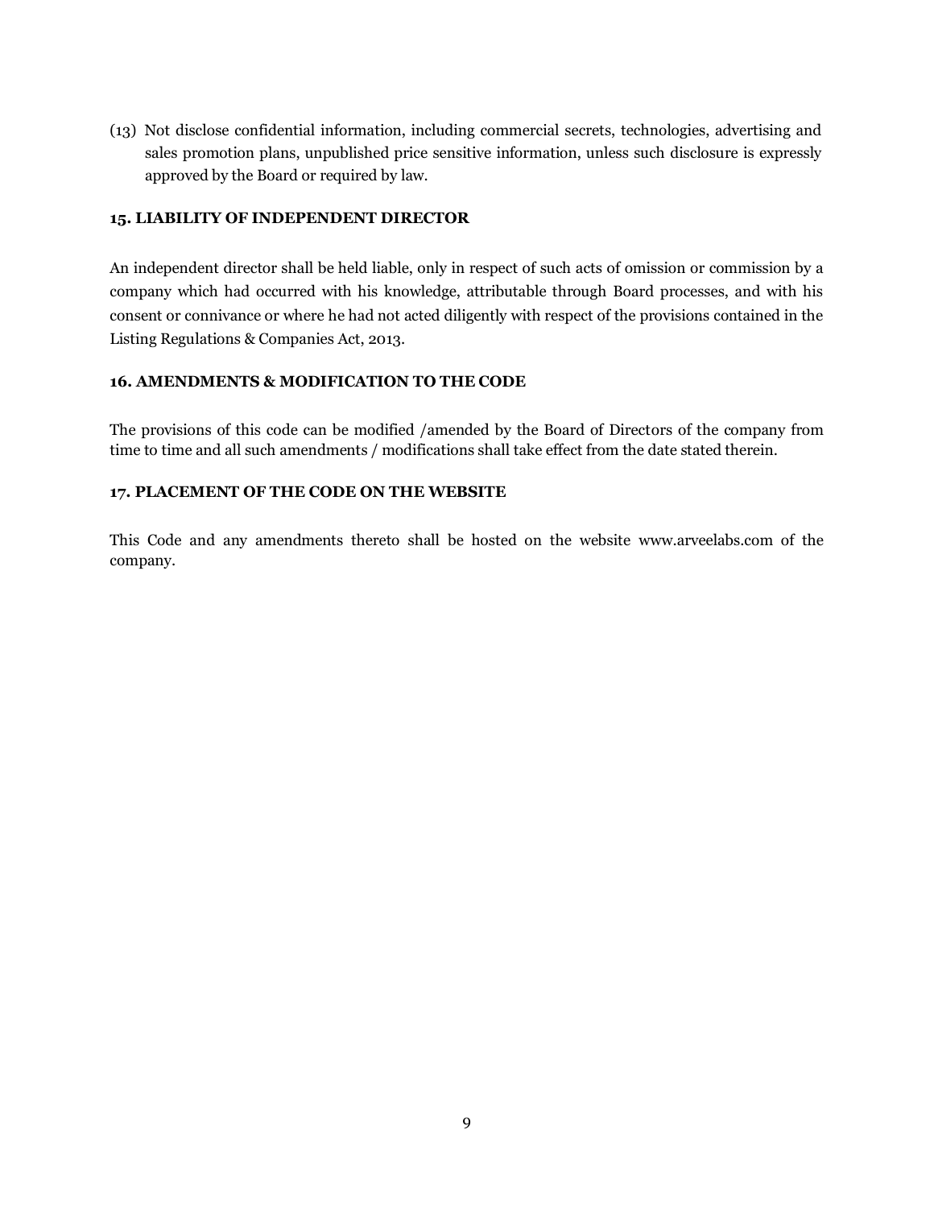(13) Not disclose confidential information, including commercial secrets, technologies, advertising and sales promotion plans, unpublished price sensitive information, unless such disclosure is expressly approved by the Board or required by law.

## 15. LIABILITY OF INDEPENDENT DIRECTOR

An independent director shall be held liable, only in respect of such acts of omission or commission by a company which had occurred with his knowledge, attributable through Board processes, and with his consent or connivance or where he had not acted diligently with respect of the provisions contained in the Listing Regulations & Companies Act, 2013.

## 16. AMENDMENTS & MODIFICATION TO THE CODE

The provisions of this code can be modified /amended by the Board of Directors of the company from time to time and all such amendments / modifications shall take effect from the date stated therein.

## 17. PLACEMENT OF THE CODE ON THE WEBSITE

This Code and any amendments thereto shall be hosted on the website www.arveelabs.com of the company.